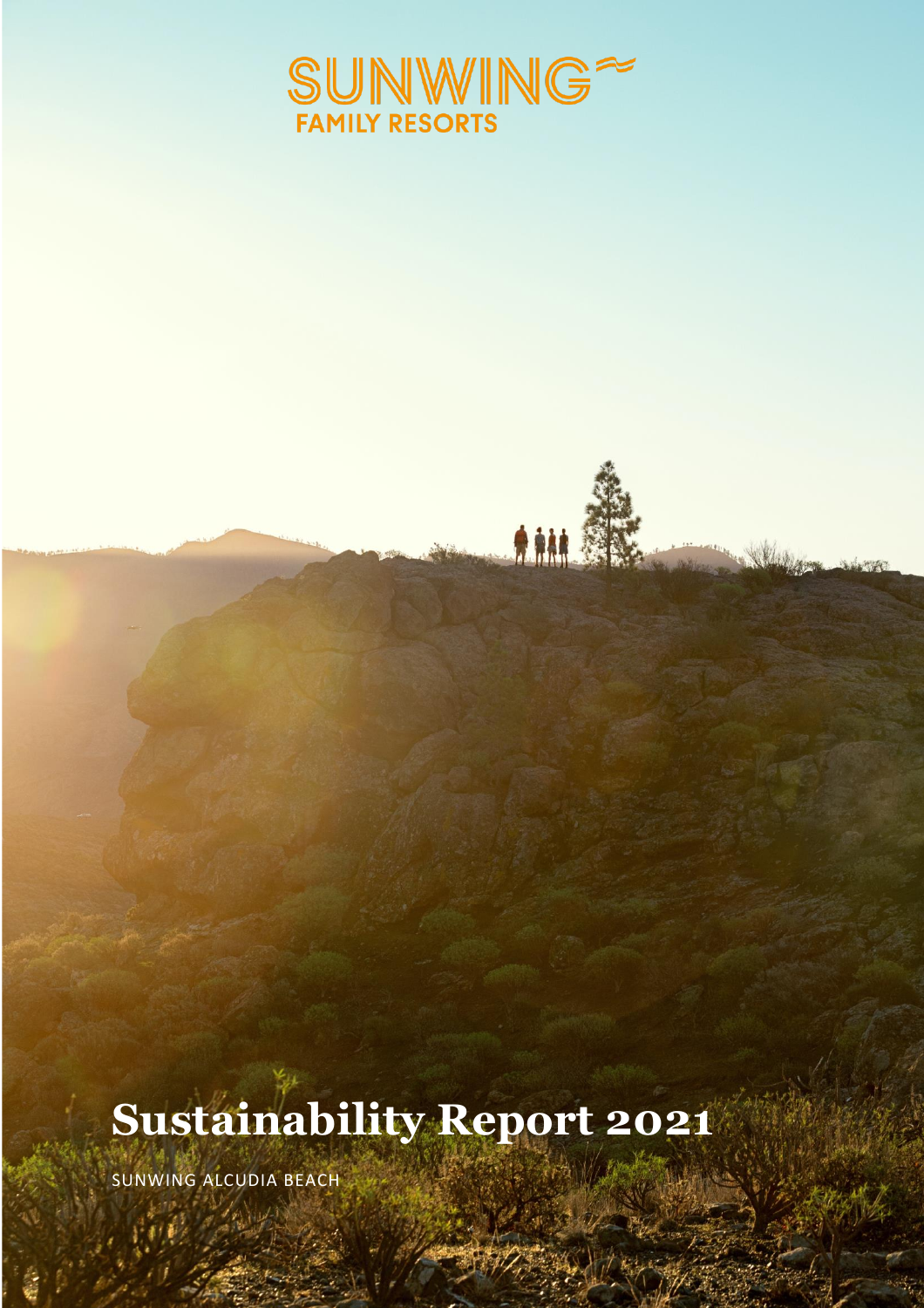SUNWING FAMILY RESORTS

# Sustainability Report 2021

SUNWING ALCUDIA BEACH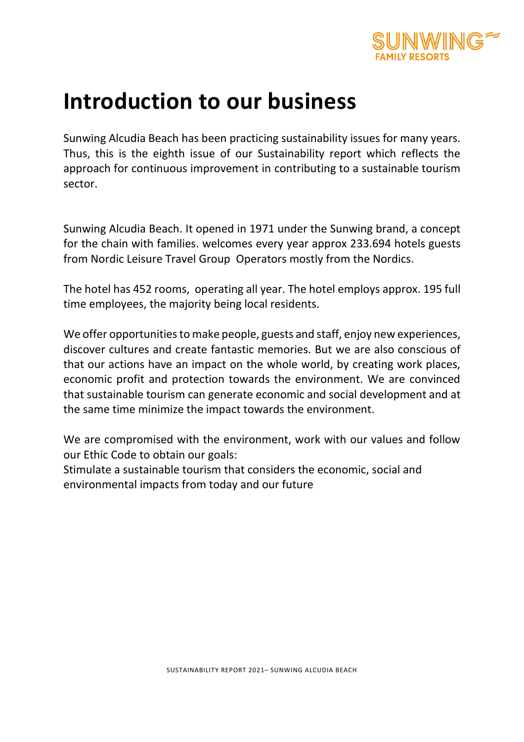# Introduction to our business

Sunwing Alcudia Beach has been practicing sustainability issues for many years. Thus, this is the eighth issue of our Sustainability report which reflects the approach for continuous improvement in contributing to a sustainable tourism sector.

Sunwing Alcudia Beach. It opened in 1971 under the Sunwing brand, a concept for the chain with families. welcomes every year approx 233.694 hotels guests from Nordic Leisure Travel Group Operators mostly from the Nordics.

The hotel has 452 rooms, operating all year. The hotel employs approx. 195 full time employees, the majority being local residents.

We offer opportunities to make people, guests and staff, enjoy new experiences, discover cultures and create fantastic memories. But we are also conscious of that our actions have an impact on the whole world, by creating work places, economic profit and protection towards the environment. We are convinced that sustainable tourism can generate economic and social development and at the same time minimize the impact towards the environment.

We are compromised with the environment, work with our values and follow our Ethic Code to obtain our goals:
Stimulate a sustainable tourism that considers the economic, social and environmental impacts from today and our future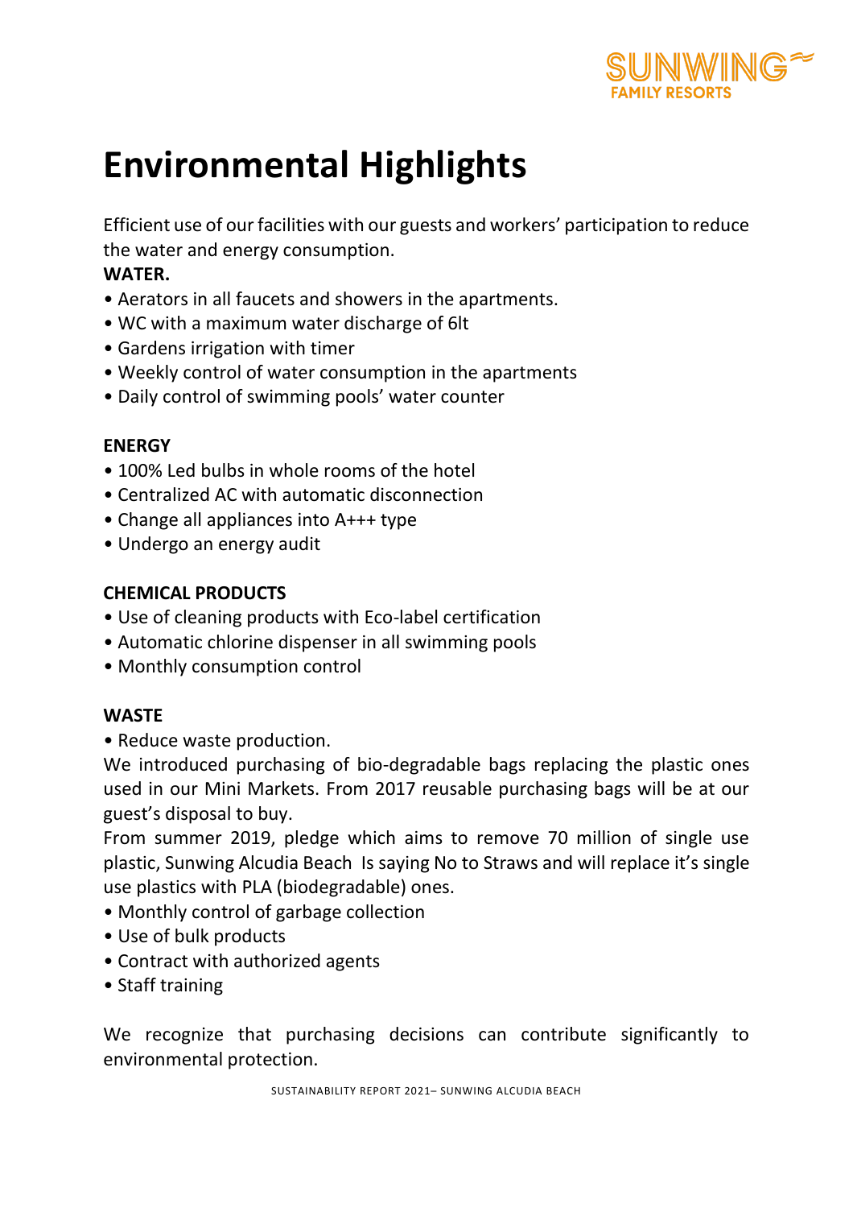# Environmental Highlights

Efficient use of our facilities with our guests and workers' participation to reduce the water and energy consumption.

**WATER.**

- Aerators in all faucets and showers in the apartments.
- WC with a maximum water discharge of 6lt
- Gardens irrigation with timer
- Weekly control of water consumption in the apartments
- Daily control of swimming pools' water counter

**ENERGY**

- 100% Led bulbs in whole rooms of the hotel
- Centralized AC with automatic disconnection
- Change all appliances into A+++ type
- Undergo an energy audit

**CHEMICAL PRODUCTS**

- Use of cleaning products with Eco-label certification
- Automatic chlorine dispenser in all swimming pools
- Monthly consumption control

**WASTE**

- Reduce waste production.

We introduced purchasing of bio-degradable bags replacing the plastic ones used in our Mini Markets. From 2017 reusable purchasing bags will be at our guest's disposal to buy.

From summer 2019, pledge which aims to remove 70 million of single use plastic, Sunwing Alcudia Beach Is saying No to Straws and will replace it's single use plastics with PLA (biodegradable) ones.

- Monthly control of garbage collection
- Use of bulk products
- Contract with authorized agents
- Staff training

We recognize that purchasing decisions can contribute significantly to environmental protection.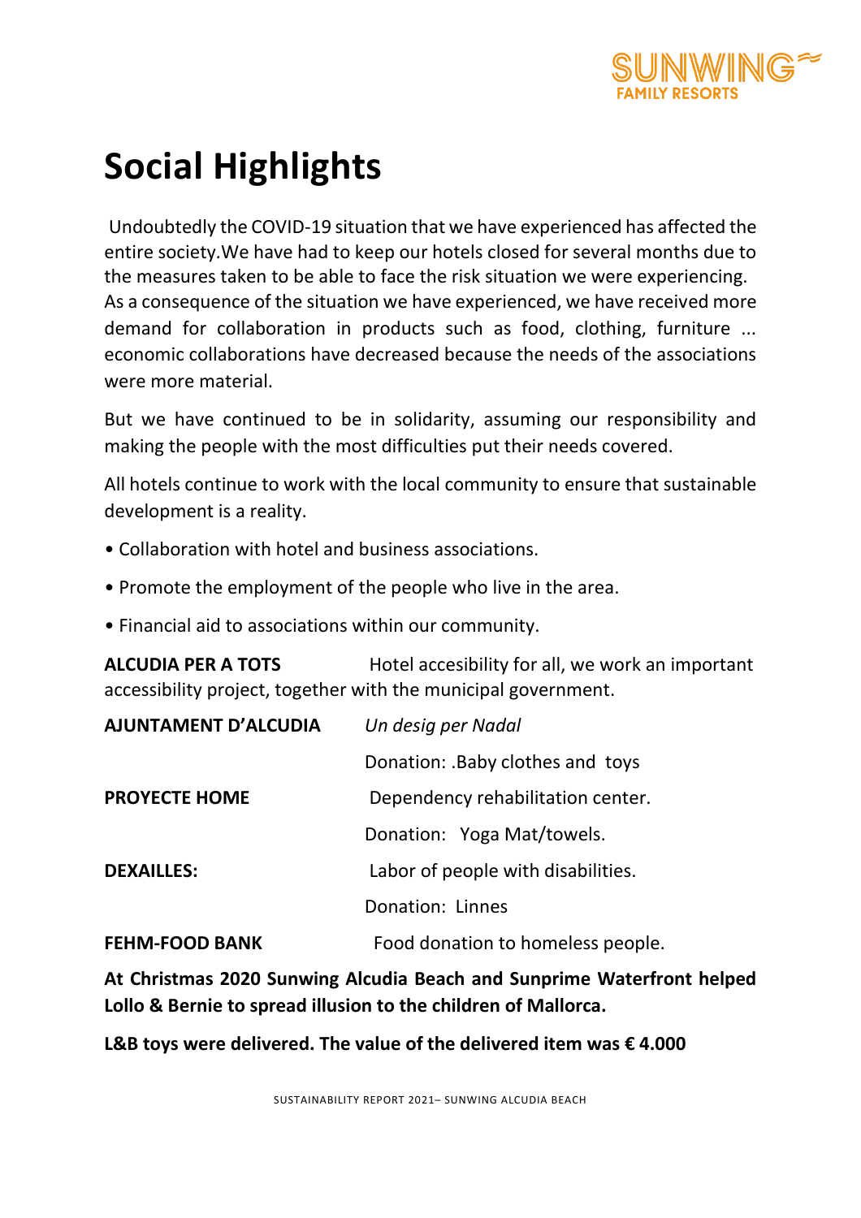# Social Highlights

Undoubtedly the COVID-19 situation that we have experienced has affected the entire society.We have had to keep our hotels closed for several months due to the measures taken to be able to face the risk situation we were experiencing. As a consequence of the situation we have experienced, we have received more demand for collaboration in products such as food, clothing, furniture ... economic collaborations have decreased because the needs of the associations were more material.

But we have continued to be in solidarity, assuming our responsibility and making the people with the most difficulties put their needs covered.

All hotels continue to work with the local community to ensure that sustainable development is a reality.

- Collaboration with hotel and business associations.
- Promote the employment of the people who live in the area.
- Financial aid to associations within our community.

**ALCUDIA PER A TOTS** Hotel accesibility for all, we work an important accessibility project, together with the municipal government.

| | |
|---|---|
| **AJUNTAMENT D'ALCUDIA** | *Un desig per Nadal* |
| | Donation: .Baby clothes and toys |
| **PROYECTE HOME** | Dependency rehabilitation center. |
| | Donation: Yoga Mat/towels. |
| **DEXAILLES:** | Labor of people with disabilities. |
| | Donation: Linnes |
| **FEHM-FOOD BANK** | Food donation to homeless people. |

**At Christmas 2020 Sunwing Alcudia Beach and Sunprime Waterfront helped Lollo & Bernie to spread illusion to the children of Mallorca.**

**L&B toys were delivered. The value of the delivered item was € 4.000**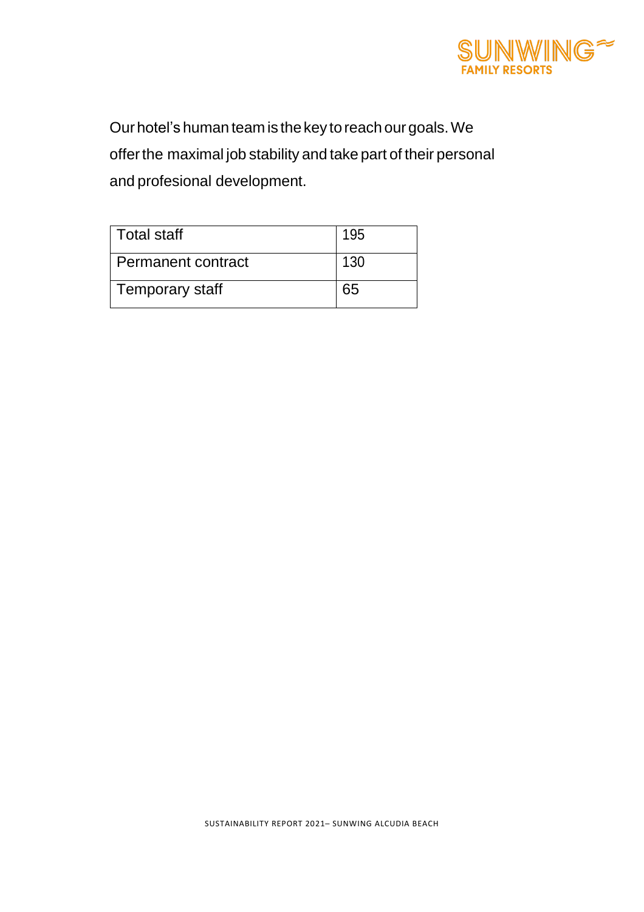Our hotel's human team is the key to reach our goals. We offer the maximal job stability and take part of their personal and profesional development.

| Total staff | 195 |
|---|---|
| Permanent contract | 130 |
| Temporary staff | 65 |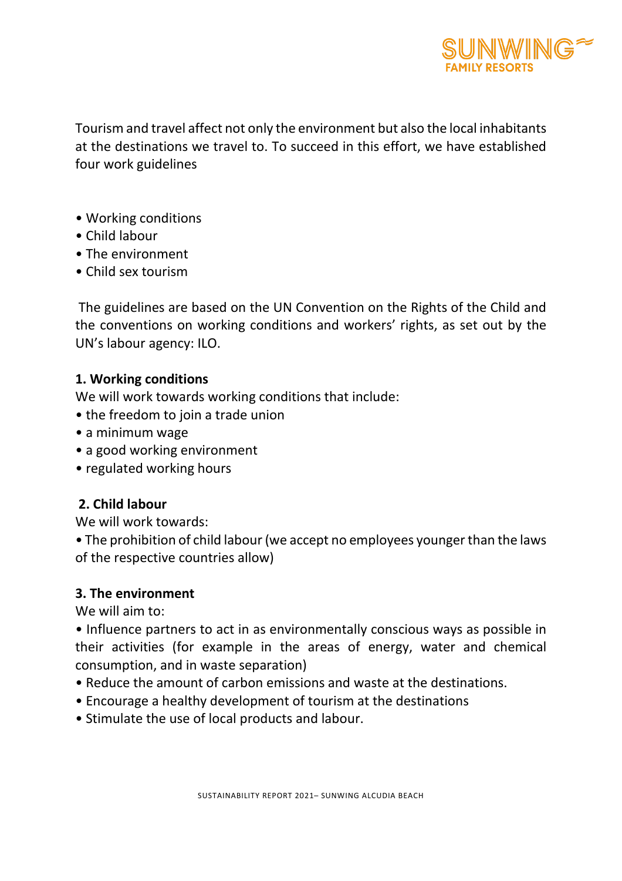Tourism and travel affect not only the environment but also the local inhabitants at the destinations we travel to. To succeed in this effort, we have established four work guidelines

- Working conditions
- Child labour
- The environment
- Child sex tourism

The guidelines are based on the UN Convention on the Rights of the Child and the conventions on working conditions and workers' rights, as set out by the UN's labour agency: ILO.

**1. Working conditions**

We will work towards working conditions that include:

- the freedom to join a trade union
- a minimum wage
- a good working environment
- regulated working hours

**2. Child labour**

We will work towards:

- The prohibition of child labour (we accept no employees younger than the laws of the respective countries allow)

**3. The environment**

We will aim to:

- Influence partners to act in as environmentally conscious ways as possible in their activities (for example in the areas of energy, water and chemical consumption, and in waste separation)
- Reduce the amount of carbon emissions and waste at the destinations.
- Encourage a healthy development of tourism at the destinations
- Stimulate the use of local products and labour.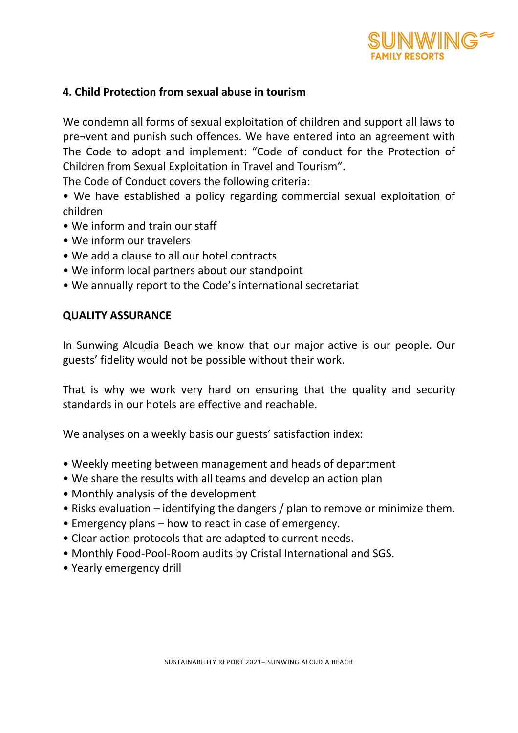## 4. Child Protection from sexual abuse in tourism

We condemn all forms of sexual exploitation of children and support all laws to pre¬vent and punish such offences. We have entered into an agreement with The Code to adopt and implement: "Code of conduct for the Protection of Children from Sexual Exploitation in Travel and Tourism".

The Code of Conduct covers the following criteria:

- We have established a policy regarding commercial sexual exploitation of children
- We inform and train our staff
- We inform our travelers
- We add a clause to all our hotel contracts
- We inform local partners about our standpoint
- We annually report to the Code's international secretariat

## QUALITY ASSURANCE

In Sunwing Alcudia Beach we know that our major active is our people. Our guests' fidelity would not be possible without their work.

That is why we work very hard on ensuring that the quality and security standards in our hotels are effective and reachable.

We analyses on a weekly basis our guests' satisfaction index:

- Weekly meeting between management and heads of department
- We share the results with all teams and develop an action plan
- Monthly analysis of the development
- Risks evaluation – identifying the dangers / plan to remove or minimize them.
- Emergency plans – how to react in case of emergency.
- Clear action protocols that are adapted to current needs.
- Monthly Food-Pool-Room audits by Cristal International and SGS.
- Yearly emergency drill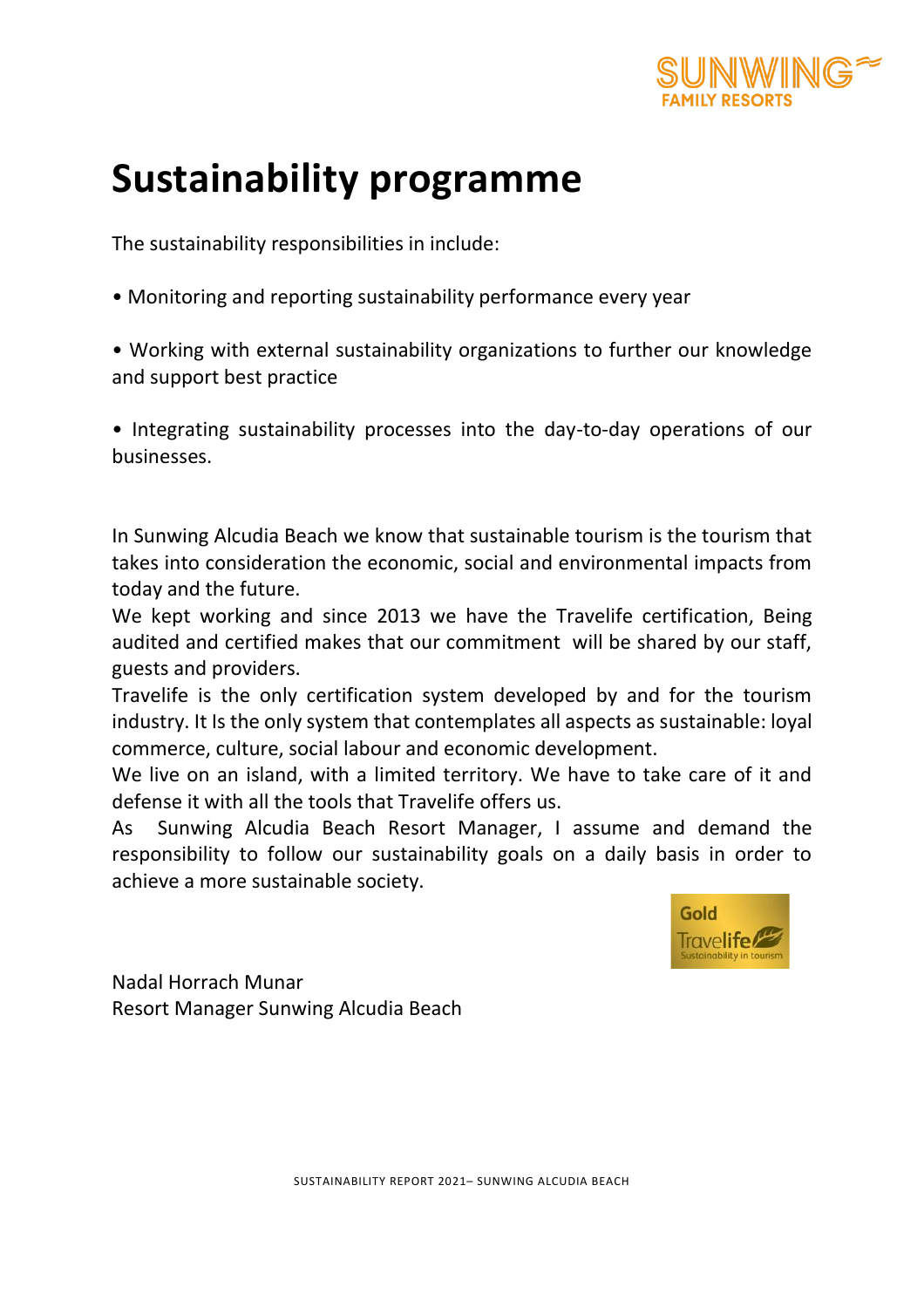# Sustainability programme

The sustainability responsibilities in include:

• Monitoring and reporting sustainability performance every year

• Working with external sustainability organizations to further our knowledge and support best practice

• Integrating sustainability processes into the day-to-day operations of our businesses.

In Sunwing Alcudia Beach we know that sustainable tourism is the tourism that takes into consideration the economic, social and environmental impacts from today and the future.
We kept working and since 2013 we have the Travelife certification, Being audited and certified makes that our commitment will be shared by our staff, guests and providers.
Travelife is the only certification system developed by and for the tourism industry. It Is the only system that contemplates all aspects as sustainable: loyal commerce, culture, social labour and economic development.
We live on an island, with a limited territory. We have to take care of it and defense it with all the tools that Travelife offers us.
As Sunwing Alcudia Beach Resort Manager, I assume and demand the responsibility to follow our sustainability goals on a daily basis in order to achieve a more sustainable society.

Nadal Horrach Munar
Resort Manager Sunwing Alcudia Beach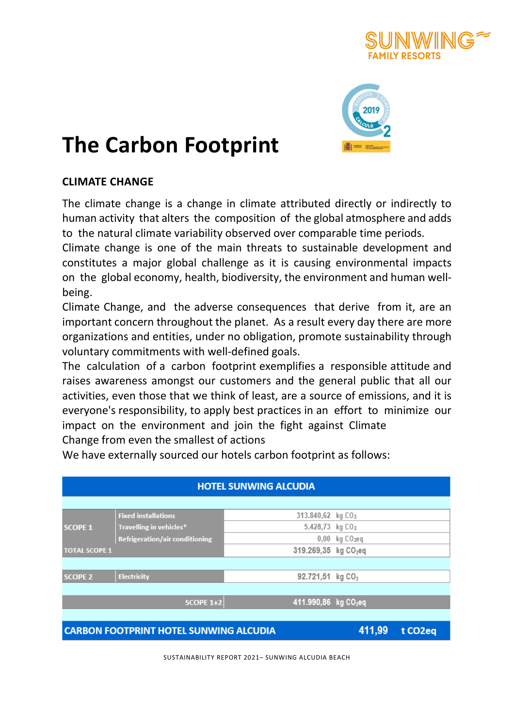# The Carbon Footprint

## CLIMATE CHANGE

The climate change is a change in climate attributed directly or indirectly to human activity that alters the composition of the global atmosphere and adds to the natural climate variability observed over comparable time periods.
Climate change is one of the main threats to sustainable development and constitutes a major global challenge as it is causing environmental impacts on the global economy, health, biodiversity, the environment and human well-being.
Climate Change, and the adverse consequences that derive from it, are an important concern throughout the planet. As a result every day there are more organizations and entities, under no obligation, promote sustainability through voluntary commitments with well-defined goals.
The calculation of a carbon footprint exemplifies a responsible attitude and raises awareness amongst our customers and the general public that all our activities, even those that we think of least, are a source of emissions, and it is everyone's responsibility, to apply best practices in an effort to minimize our impact on the environment and join the fight against Climate Change from even the smallest of actions
We have externally sourced our hotels carbon footprint as follows:

| HOTEL SUNWING ALCUDIA | | | |
|---|---|---|---|
| SCOPE 1 | Fixed installations | 313.840,62 | kg $CO_2$ |
| | Travelling in vehicles* | 5.428,73 | kg $CO_2$ |
| | Refrigeration/air conditioning | 0,00 | kg $CO_2eq$ |
| TOTAL SCOPE 1 | | 319.269,35 | kg $CO_2eq$ |
| SCOPE 2 | Electricity | 92.721,51 | kg $CO_2$ |
| SCOPE 1+2 | | 411.990,86 | kg $CO_2eq$ |
| CARBON FOOTPRINT HOTEL SUNWING ALCUDIA | | 411,99 | t $CO_2eq$ |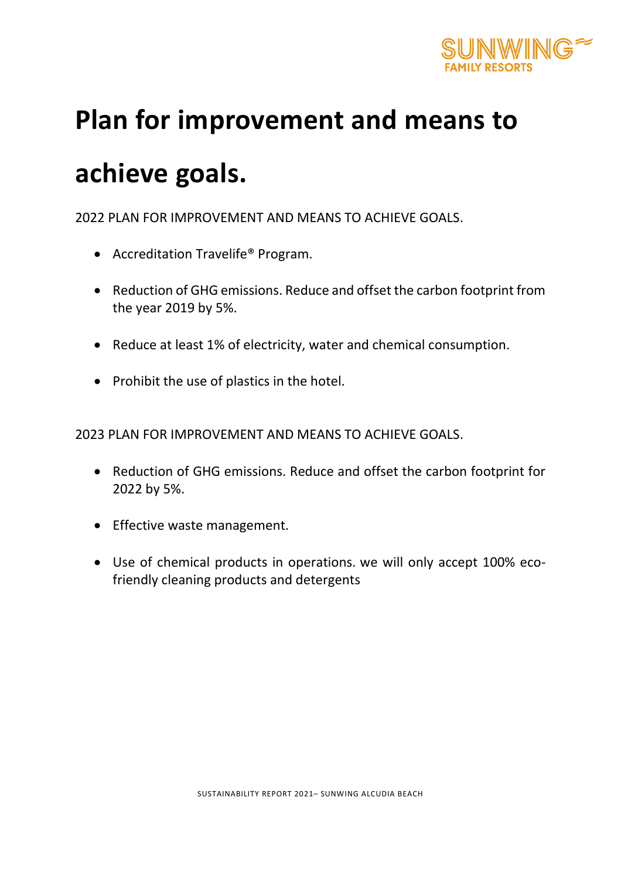# Plan for improvement and means to achieve goals.

2022 PLAN FOR IMPROVEMENT AND MEANS TO ACHIEVE GOALS.

- Accreditation Travelife® Program.
- Reduction of GHG emissions. Reduce and offset the carbon footprint from the year 2019 by 5%.
- Reduce at least 1% of electricity, water and chemical consumption.
- Prohibit the use of plastics in the hotel.

2023 PLAN FOR IMPROVEMENT AND MEANS TO ACHIEVE GOALS.

- Reduction of GHG emissions. Reduce and offset the carbon footprint for 2022 by 5%.
- Effective waste management.
- Use of chemical products in operations. we will only accept 100% eco-friendly cleaning products and detergents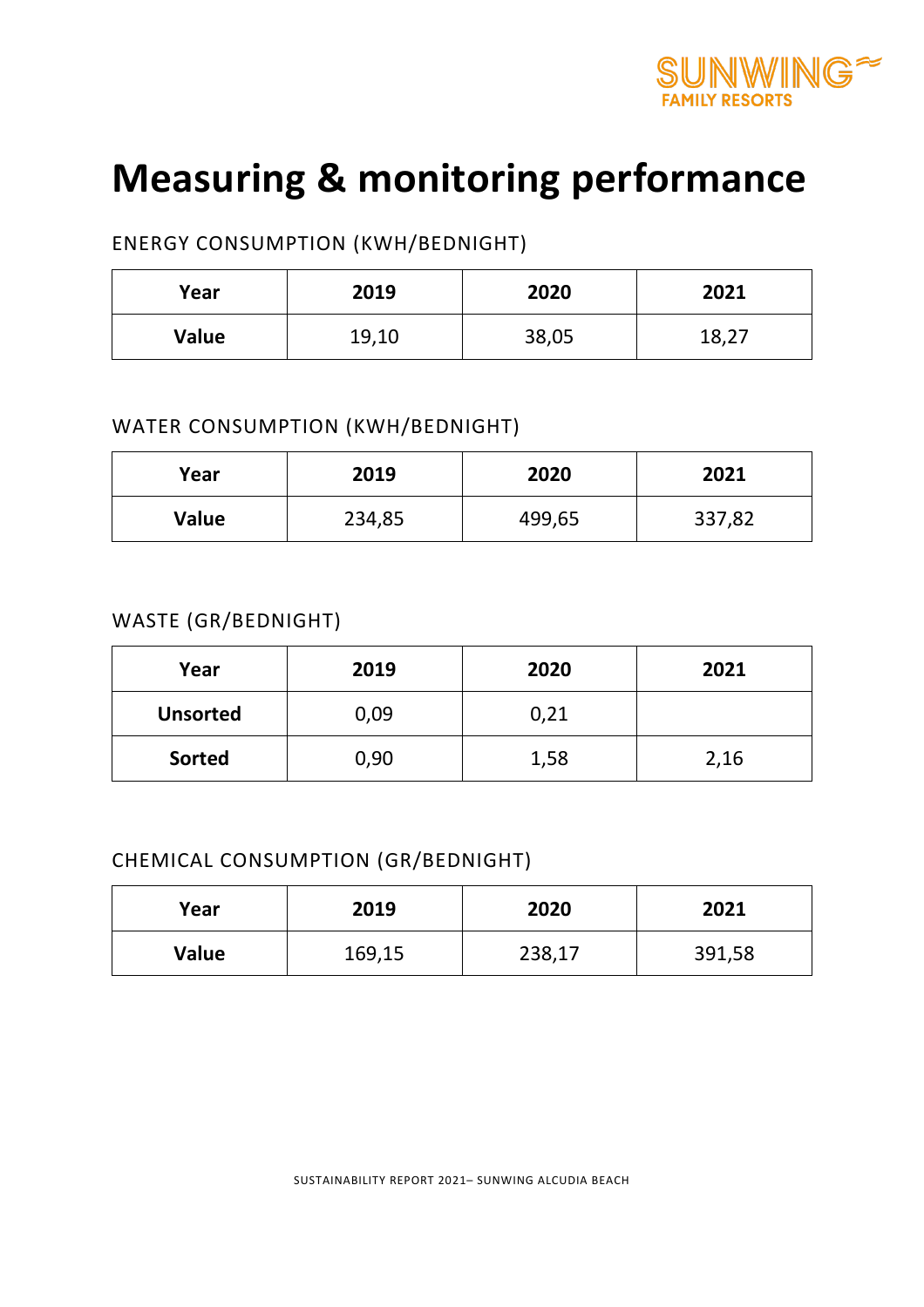# Measuring & monitoring performance

ENERGY CONSUMPTION (KWH/BEDNIGHT)

| Year | 2019 | 2020 | 2021 |
|---|---|---|---|
| Value | 19,10 | 38,05 | 18,27 |

WATER CONSUMPTION (KWH/BEDNIGHT)

| Year | 2019 | 2020 | 2021 |
|---|---|---|---|
| Value | 234,85 | 499,65 | 337,82 |

WASTE (GR/BEDNIGHT)

| Year | 2019 | 2020 | 2021 |
|---|---|---|---|
| Unsorted | 0,09 | 0,21 | |
| Sorted | 0,90 | 1,58 | 2,16 |

CHEMICAL CONSUMPTION (GR/BEDNIGHT)

| Year | 2019 | 2020 | 2021 |
|---|---|---|---|
| Value | 169,15 | 238,17 | 391,58 |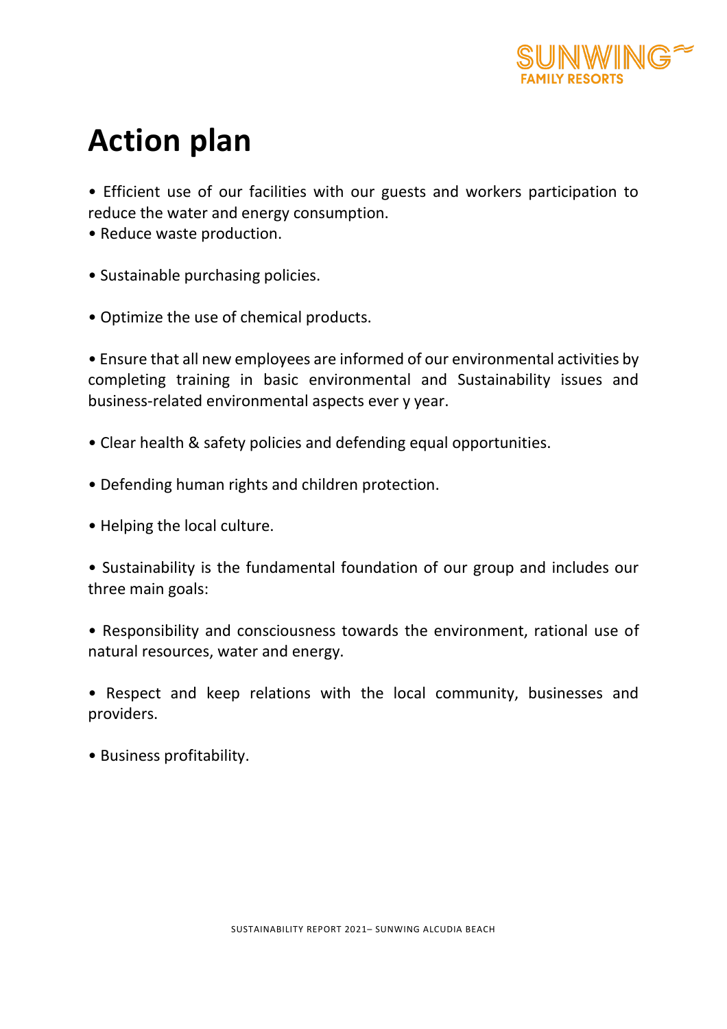# Action plan

• Efficient use of our facilities with our guests and workers participation to reduce the water and energy consumption.
• Reduce waste production.

• Sustainable purchasing policies.

• Optimize the use of chemical products.

• Ensure that all new employees are informed of our environmental activities by completing training in basic environmental and Sustainability issues and business-related environmental aspects ever y year.

• Clear health & safety policies and defending equal opportunities.

• Defending human rights and children protection.

• Helping the local culture.

• Sustainability is the fundamental foundation of our group and includes our three main goals:

• Responsibility and consciousness towards the environment, rational use of natural resources, water and energy.

• Respect and keep relations with the local community, businesses and providers.

• Business profitability.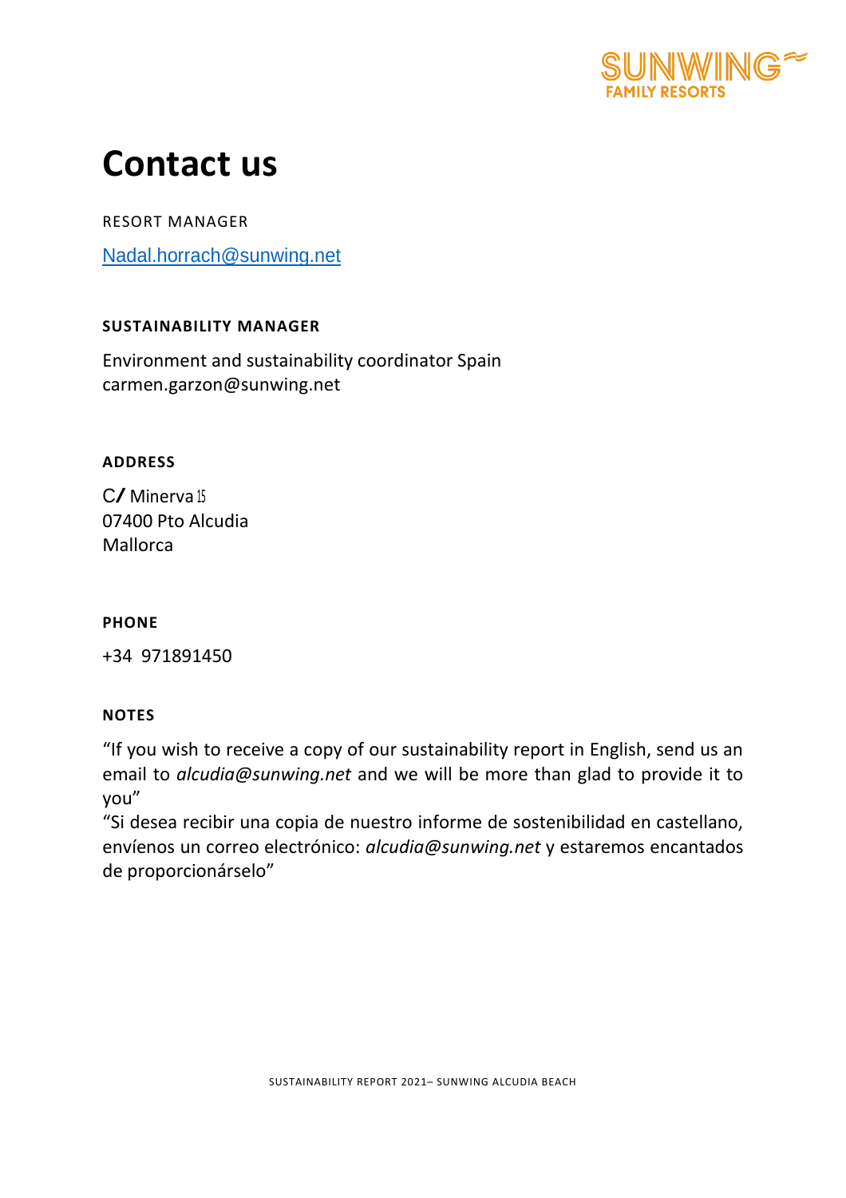# Contact us

RESORT MANAGER

Nadal.horrach@sunwing.net

**SUSTAINABILITY MANAGER**

Environment and sustainability coordinator Spain
carmen.garzon@sunwing.net

**ADDRESS**

C/ Minerva 15
07400 Pto Alcudia
Mallorca

**PHONE**

+34 971891450

**NOTES**

"If you wish to receive a copy of our sustainability report in English, send us an email to *alcudia@sunwing.net* and we will be more than glad to provide it to you"
"Si desea recibir una copia de nuestro informe de sostenibilidad en castellano, envíenos un correo electrónico: *alcudia@sunwing.net* y estaremos encantados de proporcionárselo"